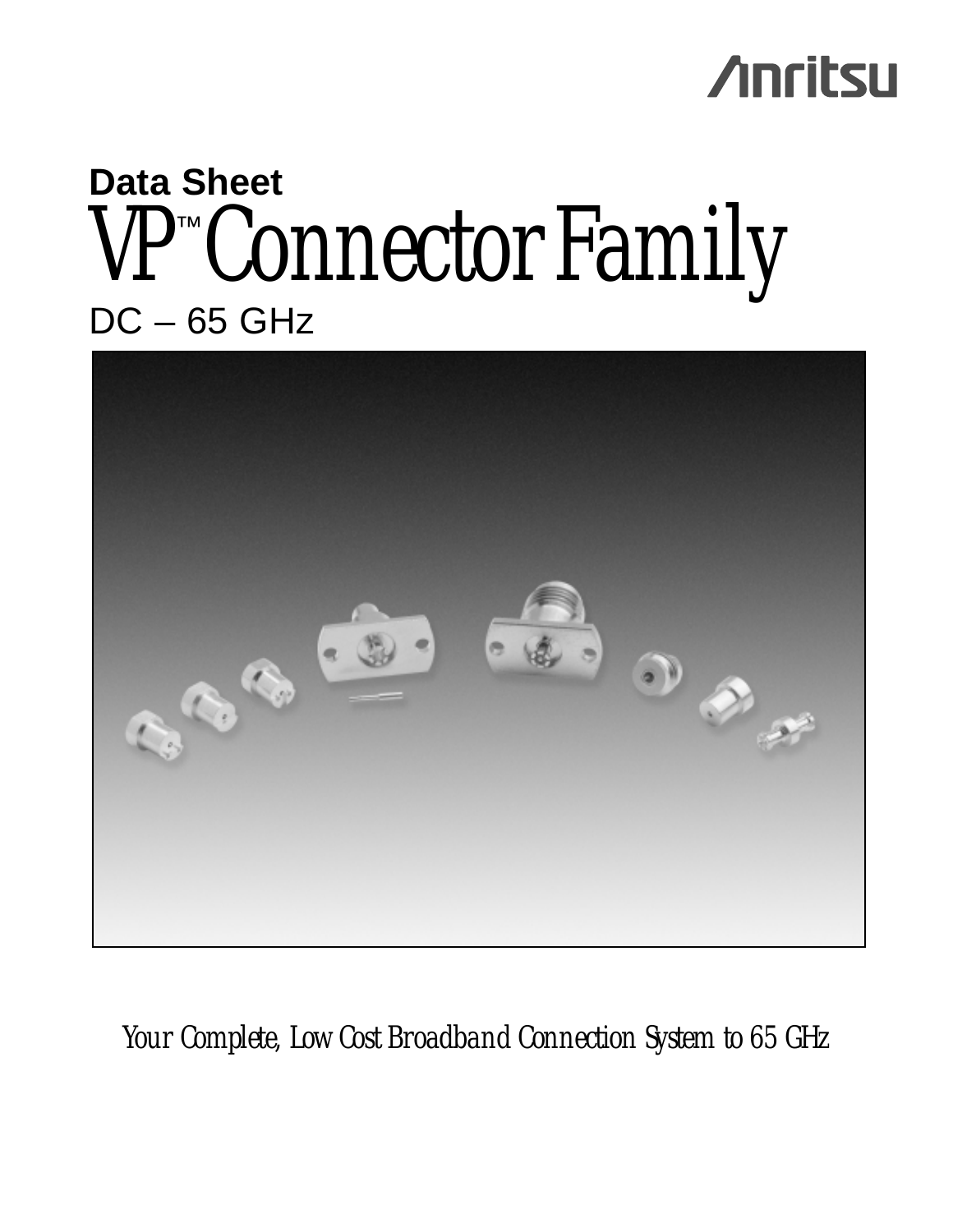Anritsu

**Data Sheet**

# VP™ Connector Family

DC – 65 GHz

*Your Complete, Low Cost Broadband Connection System to 65 GHz*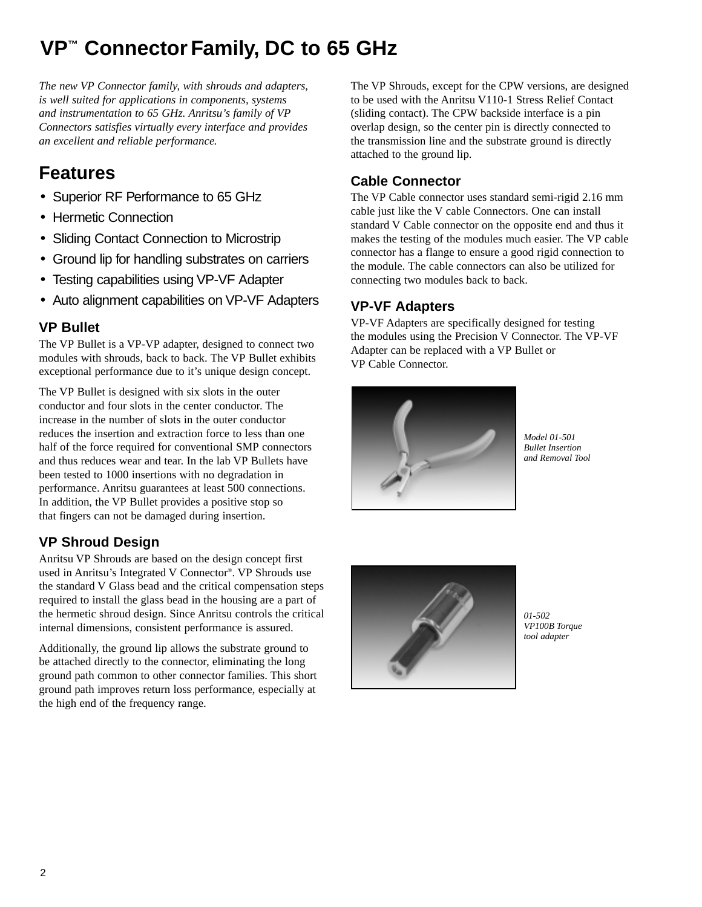# VP™ Connector Family, DC to 65 GHz

*The new VP Connector family, with shrouds and adapters, is well suited for applications in components, systems and instrumentation to 65 GHz. Anritsu's family of VP Connectors satisfies virtually every interface and provides an excellent and reliable performance.*

## Features

- Superior RF Performance to 65 GHz
- Hermetic Connection
- Sliding Contact Connection to Microstrip
- Ground lip for handling substrates on carriers
- Testing capabilities using VP-VF Adapter
- Auto alignment capabilities on VP-VF Adapters

### VP Bullet

The VP Bullet is a VP-VP adapter, designed to connect two modules with shrouds, back to back. The VP Bullet exhibits exceptional performance due to it's unique design concept.

The VP Bullet is designed with six slots in the outer conductor and four slots in the center conductor. The increase in the number of slots in the outer conductor reduces the insertion and extraction force to less than one half of the force required for conventional SMP connectors and thus reduces wear and tear. In the lab VP Bullets have been tested to 1000 insertions with no degradation in performance. Anritsu guarantees at least 500 connections. In addition, the VP Bullet provides a positive stop so that fingers can not be damaged during insertion.

### VP Shroud Design

Anritsu VP Shrouds are based on the design concept first used in Anritsu's Integrated V Connector®. VP Shrouds use the standard V Glass bead and the critical compensation steps required to install the glass bead in the housing are a part of the hermetic shroud design. Since Anritsu controls the critical internal dimensions, consistent performance is assured.

Additionally, the ground lip allows the substrate ground to be attached directly to the connector, eliminating the long ground path common to other connector families. This short ground path improves return loss performance, especially at the high end of the frequency range.

The VP Shrouds, except for the CPW versions, are designed to be used with the Anritsu V110-1 Stress Relief Contact (sliding contact). The CPW backside interface is a pin overlap design, so the center pin is directly connected to the transmission line and the substrate ground is directly attached to the ground lip.

### Cable Connector

The VP Cable connector uses standard semi-rigid 2.16 mm cable just like the V cable Connectors. One can install standard V Cable connector on the opposite end and thus it makes the testing of the modules much easier. The VP cable connector has a flange to ensure a good rigid connection to the module. The cable connectors can also be utilized for connecting two modules back to back.

### VP-VF Adapters

VP-VF Adapters are specifically designed for testing the modules using the Precision V Connector. The VP-VF Adapter can be replaced with a VP Bullet or VP Cable Connector.

*Model 01-501 Bullet Insertion and Removal Tool*

*01-502 VP100B Torque tool adapter*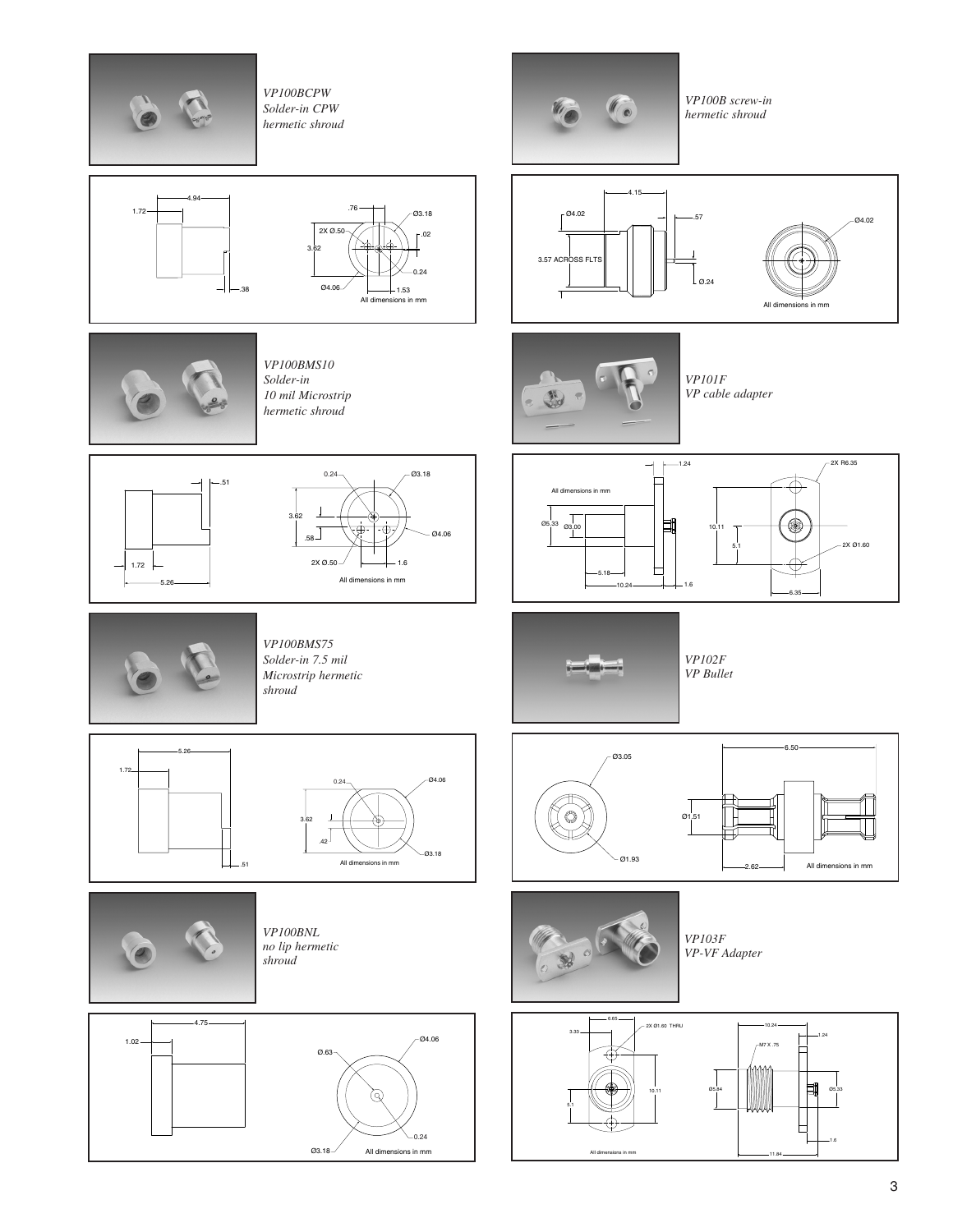*VP100BCPW*
*Solder-in CPW*
*hermetic shroud*

1.72 4.94 .38 .76 Ø3.18 2X Ø.50 .02 3.62 0.24 Ø4.06 1.53

All dimensions in mm

*VP100B screw-in*
*hermetic shroud*

4.15 Ø4.02 .57 Ø4.02 3.57 ACROSS FLTS Ø.24

All dimensions in mm

*VP100BMS10*
*Solder-in*
*10 mil Microstrip*
*hermetic shroud*

.51 1.72 5.26 0.24 Ø3.18 3.62 .58 Ø4.06 2X Ø.50 1.6

All dimensions in mm

*VP101F*
*VP cable adapter*

1.24 2X R6.35 Ø5.33 Ø3.00 10.11 5.1 2X Ø1.60 5.18 10.24 1.6 6.35

All dimensions in mm

*VP100BMS75*
*Solder-in 7.5 mil*
*Microstrip hermetic*
*shroud*

5.26 1.72 .51 0.24 Ø4.06 3.62 .42 Ø3.18

All dimensions in mm

*VP102F*
*VP Bullet*

Ø3.05 6.50 Ø1.51 Ø1.93 2.62

All dimensions in mm

*VP100BNL*
*no lip hermetic*
*shroud*

4.75 1.02 Ø.63 Ø4.06 0.24 Ø3.18

All dimensions in mm

*VP103F*
*VP-VF Adapter*

6.65 3.33 2X Ø1.60 THRU 10.11 5.1 10.24 1.24 M7 X .75 Ø5.84 Ø5.33 1.6 11.84

All dimensions in mm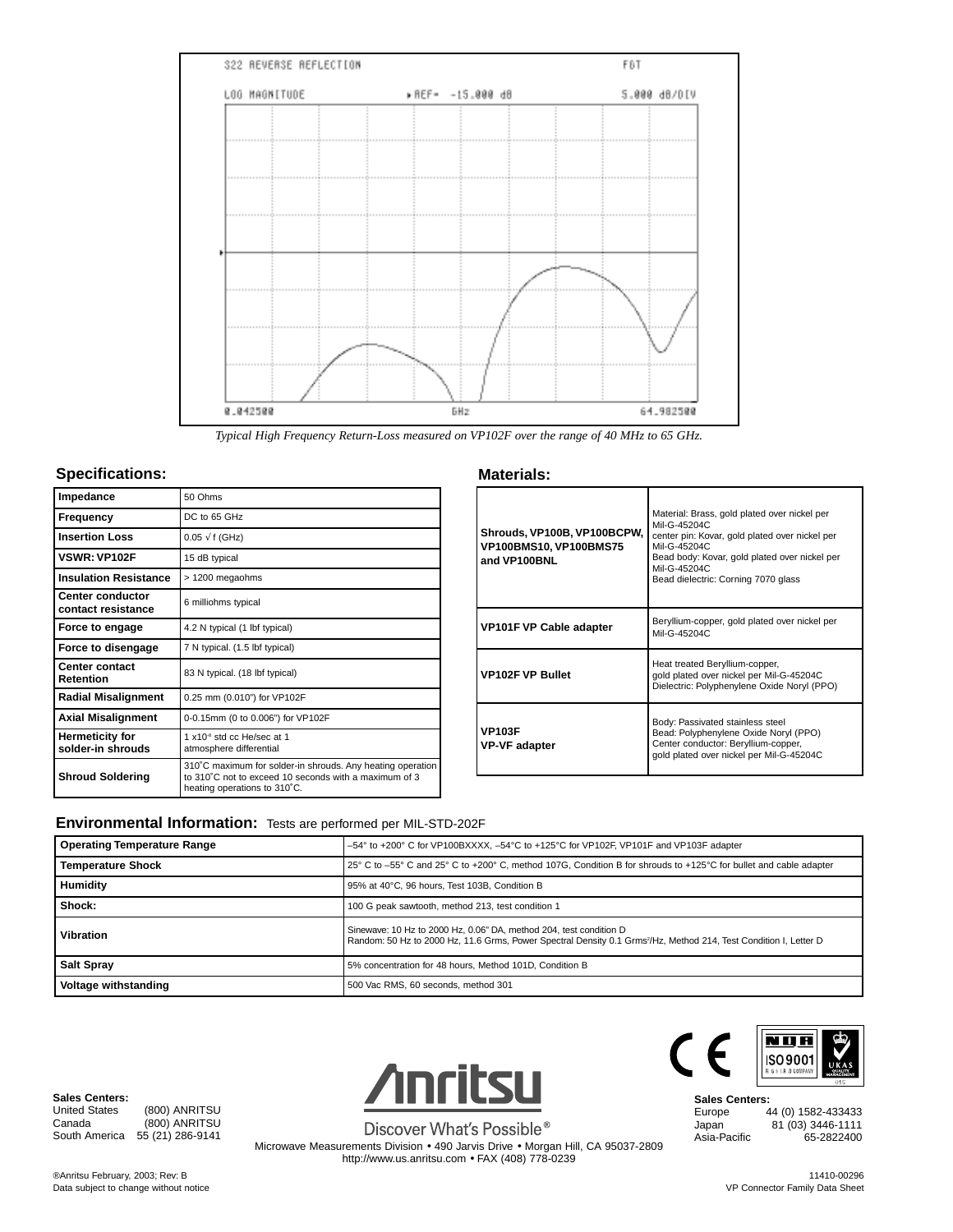S22 REVERSE REFLECTION

FGT

LOG MAGNITUDE

▸REF= -15.000 dB

5.000 dB/DIV

0.042500

GHz

64.982500

*Typical High Frequency Return-Loss measured on VP102F over the range of 40 MHz to 65 GHz.*

## Specifications:

| | |
|---|---|
| **Impedance** | 50 Ohms |
| **Frequency** | DC to 65 GHz |
| **Insertion Loss** | 0.05 √ f (GHz) |
| **VSWR: VP102F** | 15 dB typical |
| **Insulation Resistance** | > 1200 megaohms |
| **Center conductor contact resistance** | 6 milliohms typical |
| **Force to engage** | 4.2 N typical (1 lbf typical) |
| **Force to disengage** | 7 N typical. (1.5 lbf typical) |
| **Center contact Retention** | 83 N typical. (18 lbf typical) |
| **Radial Misalignment** | 0.25 mm (0.010") for VP102F |
| **Axial Misalignment** | 0-0.15mm (0 to 0.006") for VP102F |
| **Hermeticity for solder-in shrouds** | 1 x10$^{-8}$ std cc He/sec at 1 atmosphere differential |
| **Shroud Soldering** | 310˚C maximum for solder-in shrouds. Any heating operation to 310˚C not to exceed 10 seconds with a maximum of 3 heating operations to 310˚C. |

## Materials:

| | |
|---|---|
| **Shrouds, VP100B, VP100BCPW, VP100BMS10, VP100BMS75 and VP100BNL** | Material: Brass, gold plated over nickel per Mil-G-45204C<br>center pin: Kovar, gold plated over nickel per Mil-G-45204C<br>Bead body: Kovar, gold plated over nickel per Mil-G-45204C<br>Bead dielectric: Corning 7070 glass |
| **VP101F VP Cable adapter** | Beryllium-copper, gold plated over nickel per Mil-G-45204C |
| **VP102F VP Bullet** | Heat treated Beryllium-copper,<br>gold plated over nickel per Mil-G-45204C<br>Dielectric: Polyphenylene Oxide Noryl (PPO) |
| **VP103F VP-VF adapter** | Body: Passivated stainless steel<br>Bead: Polyphenylene Oxide Noryl (PPO)<br>Center conductor: Beryllium-copper,<br>gold plated over nickel per Mil-G-45204C |

## Environmental Information: Tests are performed per MIL-STD-202F

| | |
|---|---|
| **Operating Temperature Range** | –54° to +200° C for VP100BXXXX, –54°C to +125°C for VP102F, VP101F and VP103F adapter |
| **Temperature Shock** | 25° C to –55° C and 25° C to +200° C, method 107G, Condition B for shrouds to +125°C for bullet and cable adapter |
| **Humidity** | 95% at 40°C, 96 hours, Test 103B, Condition B |
| **Shock:** | 100 G peak sawtooth, method 213, test condition 1 |
| **Vibration** | Sinewave: 10 Hz to 2000 Hz, 0.06" DA, method 204, test condition D<br>Random: 50 Hz to 2000 Hz, 11.6 Grms, Power Spectral Density 0.1 Grms$^2$/Hz, Method 214, Test Condition I, Letter D |
| **Salt Spray** | 5% concentration for 48 hours, Method 101D, Condition B |
| **Voltage withstanding** | 500 Vac RMS, 60 seconds, method 301 |

**Sales Centers:**
United States (800) ANRITSU
Canada (800) ANRITSU
South America 55 (21) 286-9141

Anritsu

Discover What's Possible®

Microwave Measurements Division • 490 Jarvis Drive • Morgan Hill, CA 95037-2809
http://www.us.anritsu.com • FAX (408) 778-0239

**Sales Centers:**
Europe 44 (0) 1582-433433
Japan 81 (03) 3446-1111
Asia-Pacific 65-2822400

®Anritsu February, 2003; Rev: B
Data subject to change without notice

11410-00296
VP Connector Family Data Sheet